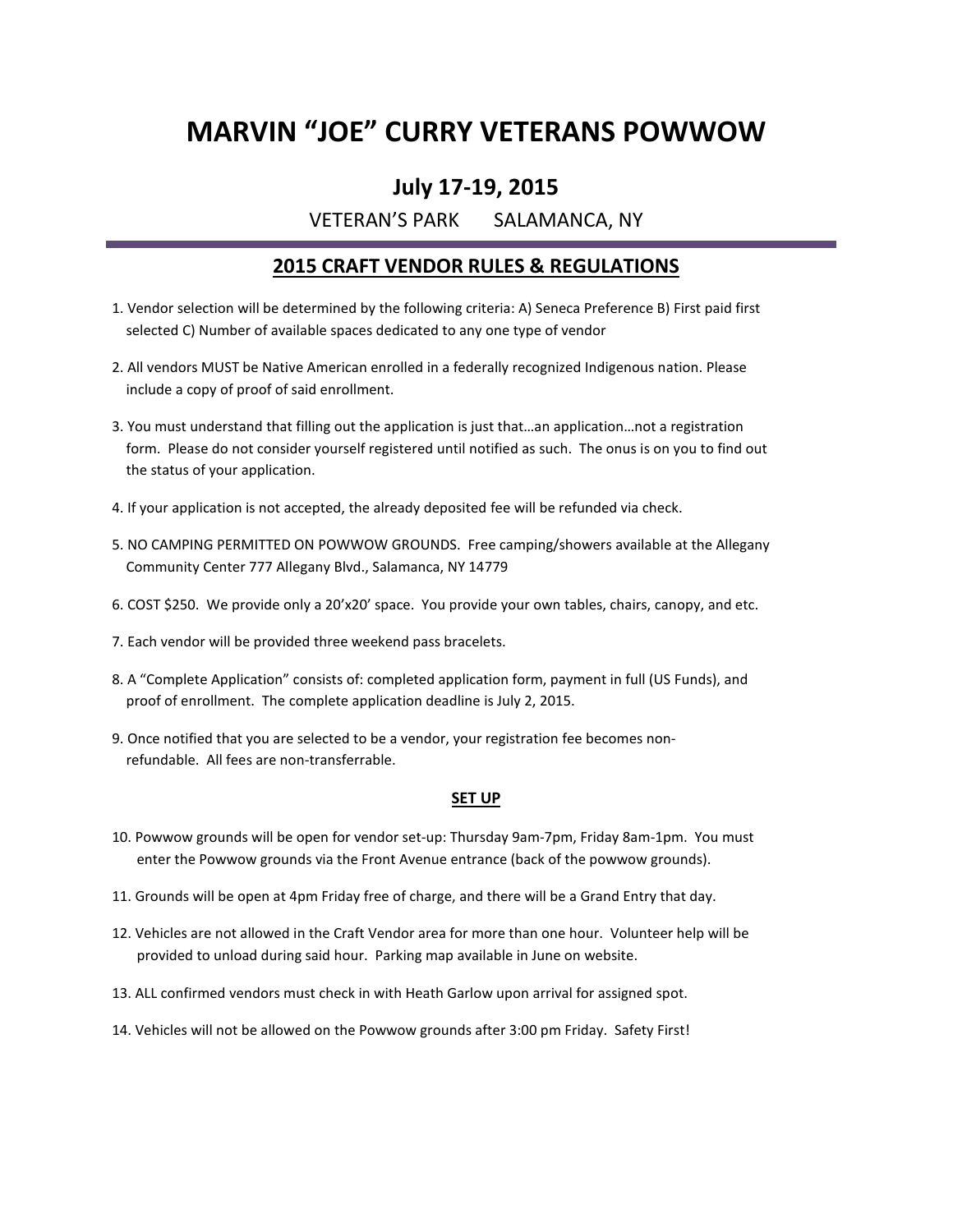# MARVIN "JOE" CURRY VETERANS POWWOW

## July 17-19, 2015

VETERAN'S PARK SALAMANCA, NY

## 2015 CRAFT VENDOR RULES & REGULATIONS

1. Vendor selection will be determined by the following criteria: A) Seneca Preference B) First paid first selected C) Number of available spaces dedicated to any one type of vendor

2. All vendors MUST be Native American enrolled in a federally recognized Indigenous nation. Please include a copy of proof of said enrollment.

3. You must understand that filling out the application is just that…an application…not a registration form. Please do not consider yourself registered until notified as such. The onus is on you to find out the status of your application.

4. If your application is not accepted, the already deposited fee will be refunded via check.

5. NO CAMPING PERMITTED ON POWWOW GROUNDS. Free camping/showers available at the Allegany Community Center 777 Allegany Blvd., Salamanca, NY 14779

6. COST $250. We provide only a 20'x20' space. You provide your own tables, chairs, canopy, and etc.

7. Each vendor will be provided three weekend pass bracelets.

8. A "Complete Application" consists of: completed application form, payment in full (US Funds), and proof of enrollment. The complete application deadline is July 2, 2015.

9. Once notified that you are selected to be a vendor, your registration fee becomes non-refundable. All fees are non-transferrable.

### SET UP

10. Powwow grounds will be open for vendor set-up: Thursday 9am-7pm, Friday 8am-1pm. You must enter the Powwow grounds via the Front Avenue entrance (back of the powwow grounds).

11. Grounds will be open at 4pm Friday free of charge, and there will be a Grand Entry that day.

12. Vehicles are not allowed in the Craft Vendor area for more than one hour. Volunteer help will be provided to unload during said hour. Parking map available in June on website.

13. ALL confirmed vendors must check in with Heath Garlow upon arrival for assigned spot.

14. Vehicles will not be allowed on the Powwow grounds after 3:00 pm Friday. Safety First!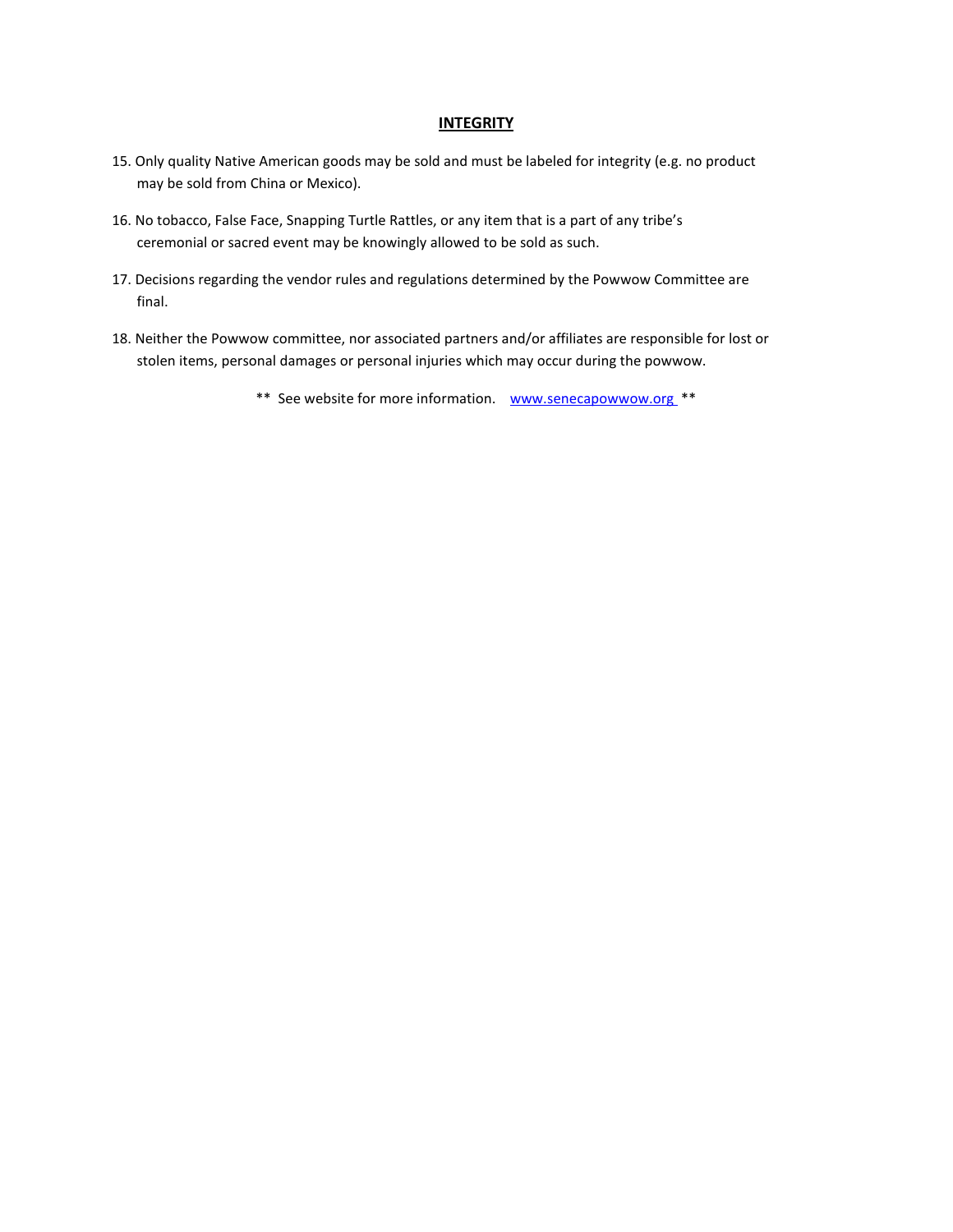## INTEGRITY

15. Only quality Native American goods may be sold and must be labeled for integrity (e.g. no product may be sold from China or Mexico).

16. No tobacco, False Face, Snapping Turtle Rattles, or any item that is a part of any tribe's ceremonial or sacred event may be knowingly allowed to be sold as such.

17. Decisions regarding the vendor rules and regulations determined by the Powwow Committee are final.

18. Neither the Powwow committee, nor associated partners and/or affiliates are responsible for lost or stolen items, personal damages or personal injuries which may occur during the powwow.

** See website for more information. [www.senecapowwow.org](http://www.senecapowwow.org) **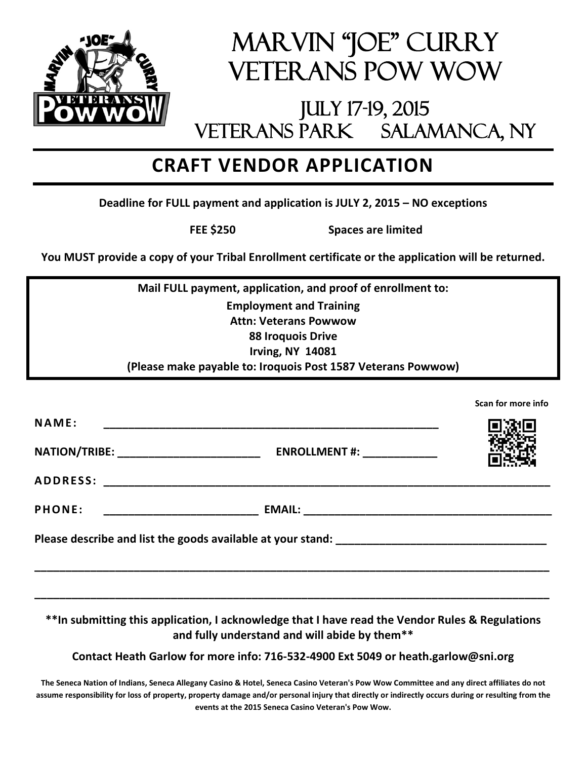# MARVIN "JOE" CURRY VETERANS POW WOW

## JULY 17-19, 2015
## VETERANS PARK SALAMANCA, NY

---

## CRAFT VENDOR APPLICATION

---

**Deadline for FULL payment and application is JULY 2, 2015 – NO exceptions**

**FEE $250** **Spaces are limited**

**You MUST provide a copy of your Tribal Enrollment certificate or the application will be returned.**

**Mail FULL payment, application, and proof of enrollment to:**
**Employment and Training**
**Attn: Veterans Powwow**
**88 Iroquois Drive**
**Irving, NY 14081**
**(Please make payable to: Iroquois Post 1587 Veterans Powwow)**

**Scan for more info**

**NAME:** ______________________________________________________

**NATION/TRIBE:** _______________________ **ENROLLMENT #:** ____________

**ADDRESS:** ______________________________________________________________________

**PHONE:** _________________________ **EMAIL:** ________________________________________

**Please describe and list the goods available at your stand:** __________________________________

_____________________________________________________________________________________

_____________________________________________________________________________________

**\*\*In submitting this application, I acknowledge that I have read the Vendor Rules & Regulations and fully understand and will abide by them\*\***

**Contact Heath Garlow for more info: 716-532-4900 Ext 5049 or heath.garlow@sni.org**

**The Seneca Nation of Indians, Seneca Allegany Casino & Hotel, Seneca Casino Veteran's Pow Wow Committee and any direct affiliates do not assume responsibility for loss of property, property damage and/or personal injury that directly or indirectly occurs during or resulting from the events at the 2015 Seneca Casino Veteran's Pow Wow.**